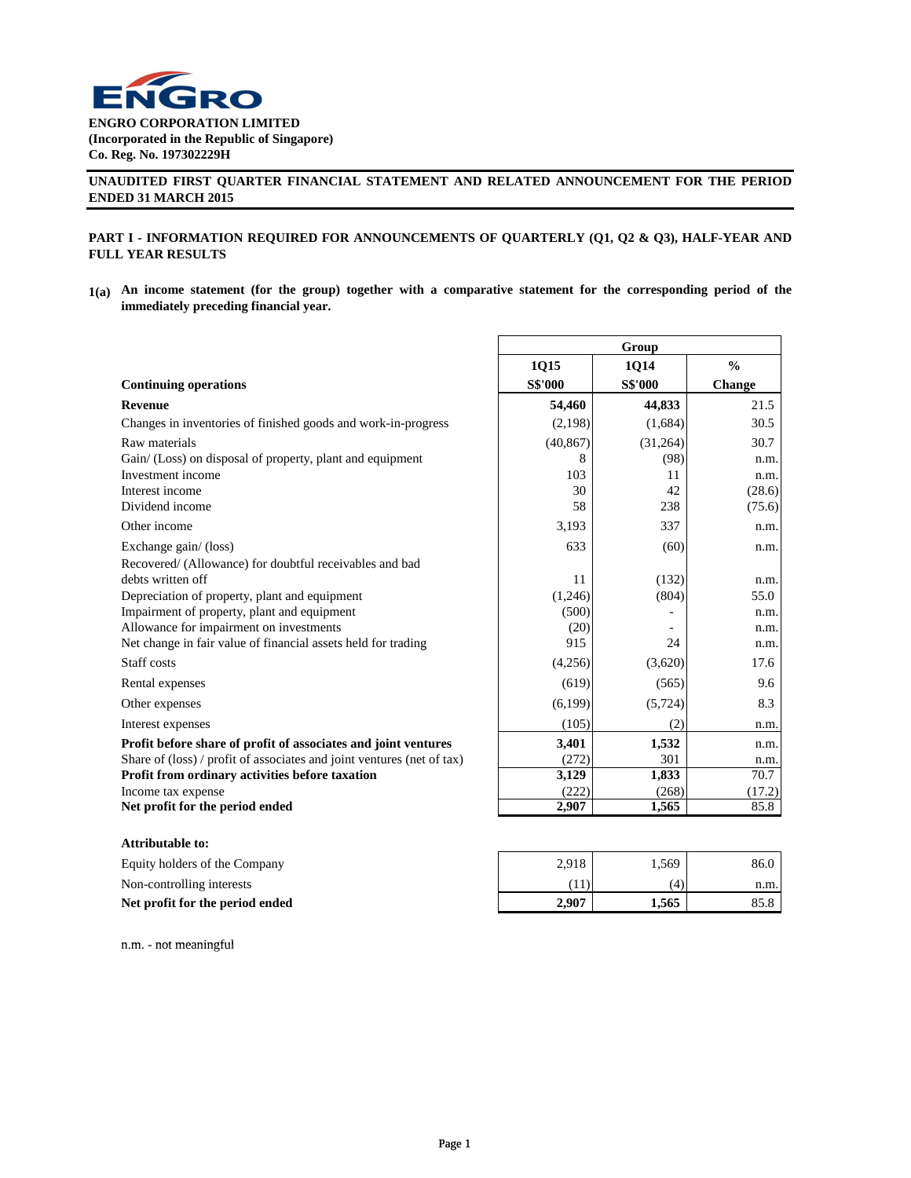ENGRO

**ENGRO CORPORATION LIMITED**
**(Incorporated in the Republic of Singapore)**
**Co. Reg. No. 197302229H**

**UNAUDITED FIRST QUARTER FINANCIAL STATEMENT AND RELATED ANNOUNCEMENT FOR THE PERIOD ENDED 31 MARCH 2015**

**PART I - INFORMATION REQUIRED FOR ANNOUNCEMENTS OF QUARTERLY (Q1, Q2 & Q3), HALF-YEAR AND FULL YEAR RESULTS**

**1(a) An income statement (for the group) together with a comparative statement for the corresponding period of the immediately preceding financial year.**

| | Group | | |
|---|---|---|---|
| | **1Q15** | **1Q14** | **%** |
| **Continuing operations** | **S$'000** | **S$'000** | **Change** |
| **Revenue** | **54,460** | **44,833** | 21.5 |
| Changes in inventories of finished goods and work-in-progress | (2,198) | (1,684) | 30.5 |
| Raw materials | (40,867) | (31,264) | 30.7 |
| Gain/ (Loss) on disposal of property, plant and equipment | 8 | (98) | n.m. |
| Investment income | 103 | 11 | n.m. |
| Interest income | 30 | 42 | (28.6) |
| Dividend income | 58 | 238 | (75.6) |
| Other income | 3,193 | 337 | n.m. |
| Exchange gain/ (loss) | 633 | (60) | n.m. |
| Recovered/ (Allowance) for doubtful receivables and bad debts written off | 11 | (132) | n.m. |
| Depreciation of property, plant and equipment | (1,246) | (804) | 55.0 |
| Impairment of property, plant and equipment | (500) | - | n.m. |
| Allowance for impairment on investments | (20) | - | n.m. |
| Net change in fair value of financial assets held for trading | 915 | 24 | n.m. |
| Staff costs | (4,256) | (3,620) | 17.6 |
| Rental expenses | (619) | (565) | 9.6 |
| Other expenses | (6,199) | (5,724) | 8.3 |
| Interest expenses | (105) | (2) | n.m. |
| **Profit before share of profit of associates and joint ventures** | **3,401** | **1,532** | n.m. |
| Share of (loss) / profit of associates and joint ventures (net of tax) | (272) | 301 | n.m. |
| **Profit from ordinary activities before taxation** | **3,129** | **1,833** | 70.7 |
| Income tax expense | (222) | (268) | (17.2) |
| **Net profit for the period ended** | **2,907** | **1,565** | 85.8 |

**Attributable to:**

| | 1Q15 | 1Q14 | % Change |
|---|---|---|---|
| Equity holders of the Company | 2,918 | 1,569 | 86.0 |
| Non-controlling interests | (11) | (4) | n.m. |
| **Net profit for the period ended** | **2,907** | **1,565** | 85.8 |

n.m. - not meaningful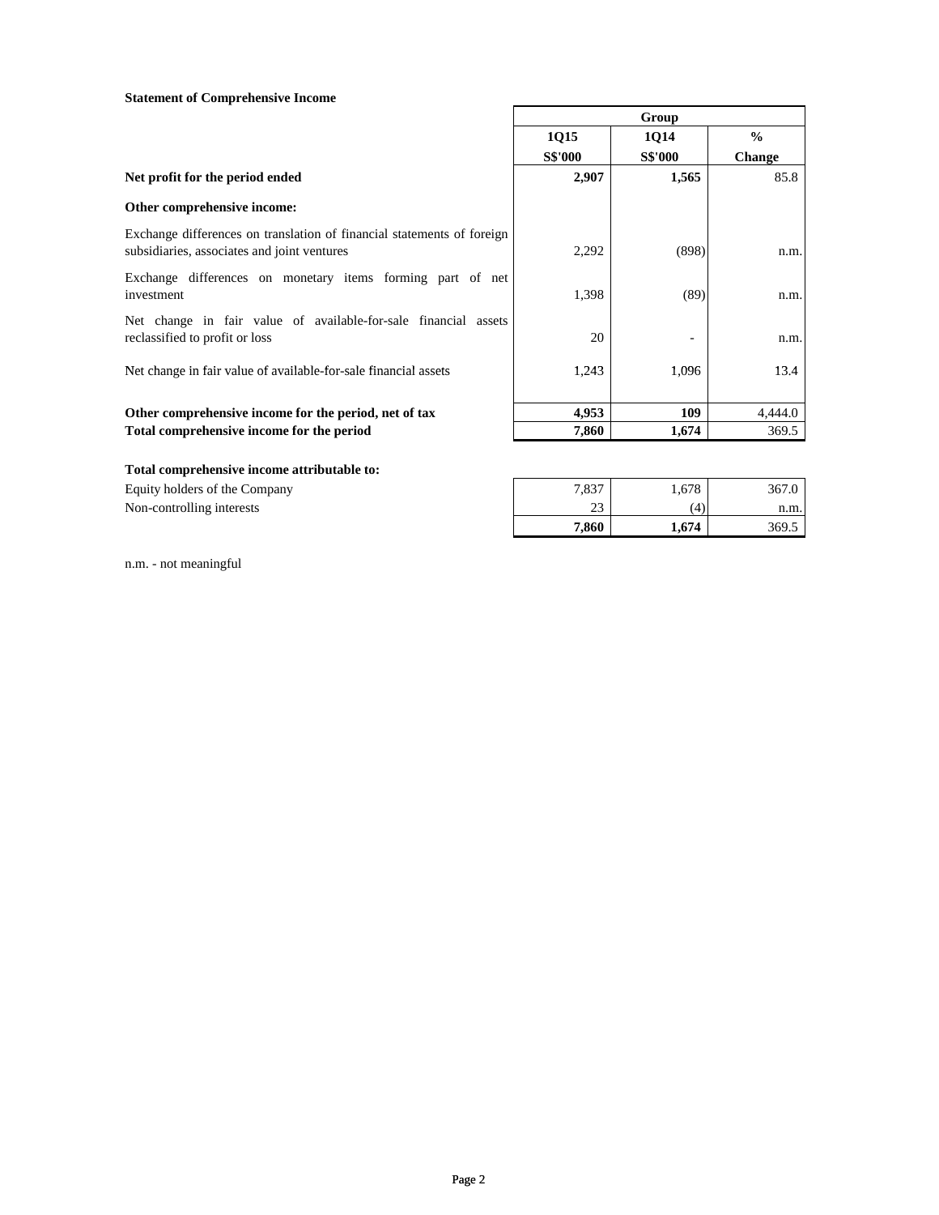**Statement of Comprehensive Income**

| | Group | | |
|---|---|---|---|
| | 1Q15 | 1Q14 | % |
| | S$'000 | S$'000 | Change |
| **Net profit for the period ended** | **2,907** | **1,565** | 85.8 |
| **Other comprehensive income:** | | | |
| Exchange differences on translation of financial statements of foreign subsidiaries, associates and joint ventures | 2,292 | (898) | n.m. |
| Exchange differences on monetary items forming part of net investment | 1,398 | (89) | n.m. |
| Net change in fair value of available-for-sale financial assets reclassified to profit or loss | 20 | - | n.m. |
| Net change in fair value of available-for-sale financial assets | 1,243 | 1,096 | 13.4 |
| **Other comprehensive income for the period, net of tax** | **4,953** | **109** | 4,444.0 |
| **Total comprehensive income for the period** | **7,860** | **1,674** | 369.5 |

**Total comprehensive income attributable to:**

| | 1Q15 | 1Q14 | % Change |
|---|---|---|---|
| Equity holders of the Company | 7,837 | 1,678 | 367.0 |
| Non-controlling interests | 23 | (4) | n.m. |
| | **7,860** | **1,674** | 369.5 |

n.m. - not meaningful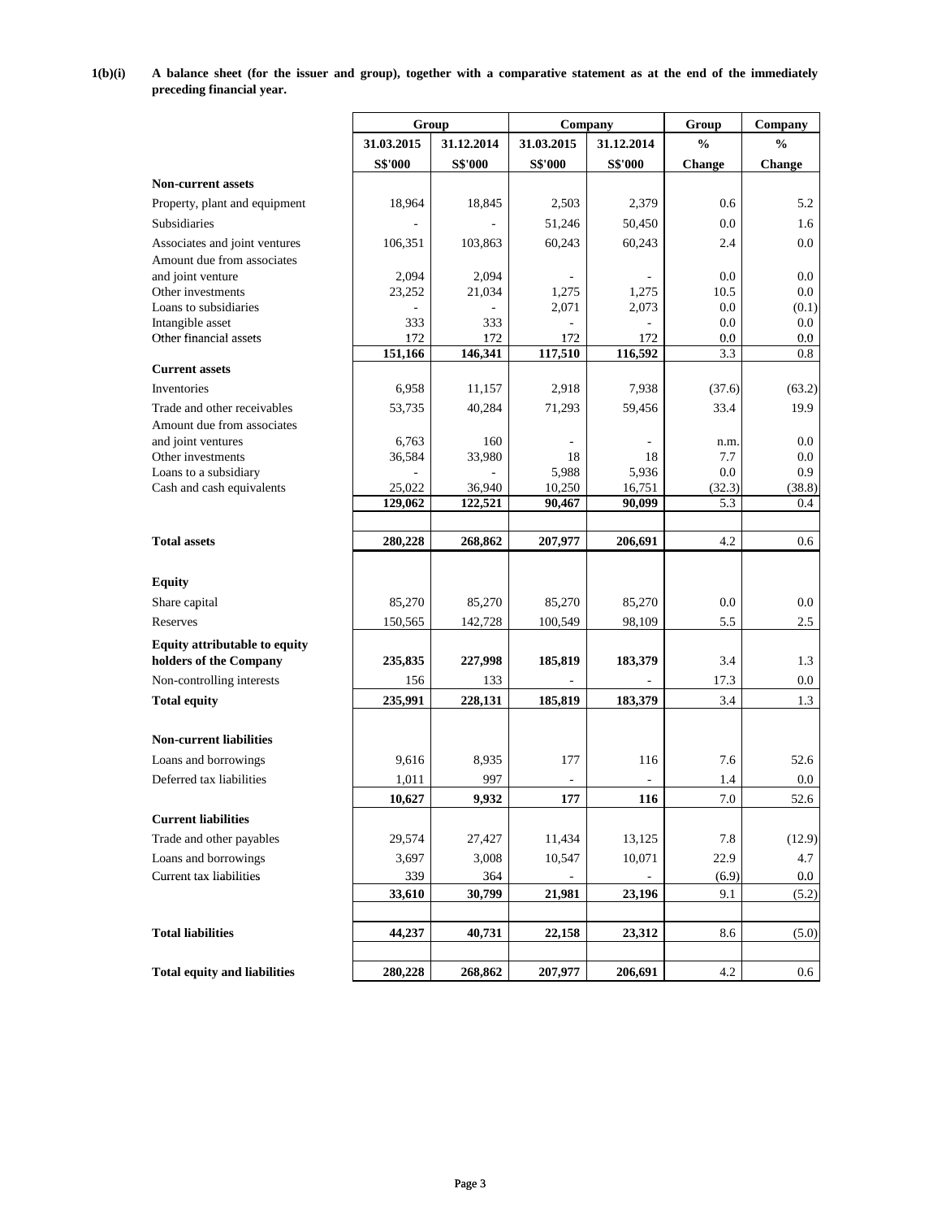**1(b)(i) A balance sheet (for the issuer and group), together with a comparative statement as at the end of the immediately preceding financial year.**

| | Group | | Company | | Group | Company |
|---|---|---|---|---|---|---|
| | 31.03.2015 | 31.12.2014 | 31.03.2015 | 31.12.2014 | % | % |
| | S$'000 | S$'000 | S$'000 | S$'000 | Change | Change |
| **Non-current assets** | | | | | | |
| Property, plant and equipment | 18,964 | 18,845 | 2,503 | 2,379 | 0.6 | 5.2 |
| Subsidiaries | - | - | 51,246 | 50,450 | 0.0 | 1.6 |
| Associates and joint ventures | 106,351 | 103,863 | 60,243 | 60,243 | 2.4 | 0.0 |
| Amount due from associates and joint venture | 2,094 | 2,094 | - | - | 0.0 | 0.0 |
| Other investments | 23,252 | 21,034 | 1,275 | 1,275 | 10.5 | 0.0 |
| Loans to subsidiaries | - | - | 2,071 | 2,073 | 0.0 | (0.1) |
| Intangible asset | 333 | 333 | - | - | 0.0 | 0.0 |
| Other financial assets | 172 | 172 | 172 | 172 | 0.0 | 0.0 |
| | **151,166** | **146,341** | **117,510** | **116,592** | 3.3 | 0.8 |
| **Current assets** | | | | | | |
| Inventories | 6,958 | 11,157 | 2,918 | 7,938 | (37.6) | (63.2) |
| Trade and other receivables | 53,735 | 40,284 | 71,293 | 59,456 | 33.4 | 19.9 |
| Amount due from associates and joint ventures | 6,763 | 160 | - | - | n.m. | 0.0 |
| Other investments | 36,584 | 33,980 | 18 | 18 | 7.7 | 0.0 |
| Loans to a subsidiary | - | - | 5,988 | 5,936 | 0.0 | 0.9 |
| Cash and cash equivalents | 25,022 | 36,940 | 10,250 | 16,751 | (32.3) | (38.8) |
| | **129,062** | **122,521** | **90,467** | **90,099** | 5.3 | 0.4 |
| **Total assets** | **280,228** | **268,862** | **207,977** | **206,691** | 4.2 | 0.6 |
| **Equity** | | | | | | |
| Share capital | 85,270 | 85,270 | 85,270 | 85,270 | 0.0 | 0.0 |
| Reserves | 150,565 | 142,728 | 100,549 | 98,109 | 5.5 | 2.5 |
| **Equity attributable to equity holders of the Company** | **235,835** | **227,998** | **185,819** | **183,379** | 3.4 | 1.3 |
| Non-controlling interests | 156 | 133 | - | - | 17.3 | 0.0 |
| **Total equity** | **235,991** | **228,131** | **185,819** | **183,379** | 3.4 | 1.3 |
| **Non-current liabilities** | | | | | | |
| Loans and borrowings | 9,616 | 8,935 | 177 | 116 | 7.6 | 52.6 |
| Deferred tax liabilities | 1,011 | 997 | - | - | 1.4 | 0.0 |
| | **10,627** | **9,932** | **177** | **116** | 7.0 | 52.6 |
| **Current liabilities** | | | | | | |
| Trade and other payables | 29,574 | 27,427 | 11,434 | 13,125 | 7.8 | (12.9) |
| Loans and borrowings | 3,697 | 3,008 | 10,547 | 10,071 | 22.9 | 4.7 |
| Current tax liabilities | 339 | 364 | - | - | (6.9) | 0.0 |
| | **33,610** | **30,799** | **21,981** | **23,196** | 9.1 | (5.2) |
| **Total liabilities** | **44,237** | **40,731** | **22,158** | **23,312** | 8.6 | (5.0) |
| **Total equity and liabilities** | **280,228** | **268,862** | **207,977** | **206,691** | 4.2 | 0.6 |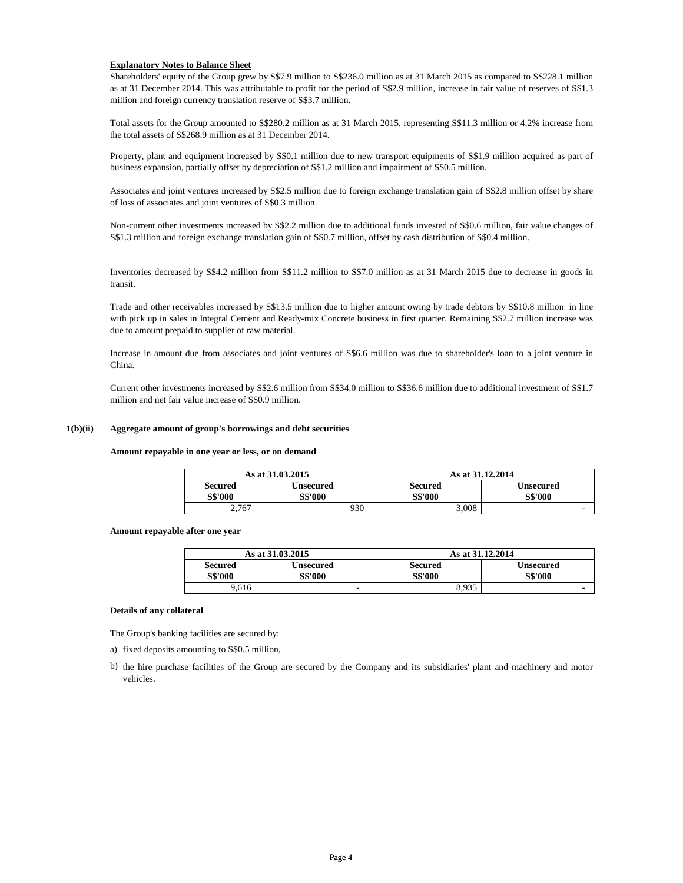**Explanatory Notes to Balance Sheet**

Shareholders' equity of the Group grew by S$7.9 million to S$236.0 million as at 31 March 2015 as compared to S$228.1 million as at 31 December 2014. This was attributable to profit for the period of S$2.9 million, increase in fair value of reserves of S$1.3 million and foreign currency translation reserve of S$3.7 million.

Total assets for the Group amounted to S$280.2 million as at 31 March 2015, representing S$11.3 million or 4.2% increase from the total assets of S$268.9 million as at 31 December 2014.

Property, plant and equipment increased by S$0.1 million due to new transport equipments of S$1.9 million acquired as part of business expansion, partially offset by depreciation of S$1.2 million and impairment of S$0.5 million.

Associates and joint ventures increased by S$2.5 million due to foreign exchange translation gain of S$2.8 million offset by share of loss of associates and joint ventures of S$0.3 million.

Non-current other investments increased by S$2.2 million due to additional funds invested of S$0.6 million, fair value changes of S$1.3 million and foreign exchange translation gain of S$0.7 million, offset by cash distribution of S$0.4 million.

Inventories decreased by S$4.2 million from S$11.2 million to S$7.0 million as at 31 March 2015 due to decrease in goods in transit.

Trade and other receivables increased by S$13.5 million due to higher amount owing by trade debtors by S$10.8 million in line with pick up in sales in Integral Cement and Ready-mix Concrete business in first quarter. Remaining S$2.7 million increase was due to amount prepaid to supplier of raw material.

Increase in amount due from associates and joint ventures of S$6.6 million was due to shareholder's loan to a joint venture in China.

Current other investments increased by S$2.6 million from S$34.0 million to S$36.6 million due to additional investment of S$1.7 million and net fair value increase of S$0.9 million.

**1(b)(ii) Aggregate amount of group's borrowings and debt securities**

**Amount repayable in one year or less, or on demand**

| As at 31.03.2015 | | As at 31.12.2014 | |
|---|---|---|---|
| **Secured S$'000** | **Unsecured S$'000** | **Secured S$'000** | **Unsecured S$'000** |
| 2,767 | 930 | 3,008 | - |

**Amount repayable after one year**

| As at 31.03.2015 | | As at 31.12.2014 | |
|---|---|---|---|
| **Secured S$'000** | **Unsecured S$'000** | **Secured S$'000** | **Unsecured S$'000** |
| 9,616 | - | 8,935 | - |

**Details of any collateral**

The Group's banking facilities are secured by:

a) fixed deposits amounting to S$0.5 million,

b) the hire purchase facilities of the Group are secured by the Company and its subsidiaries' plant and machinery and motor vehicles.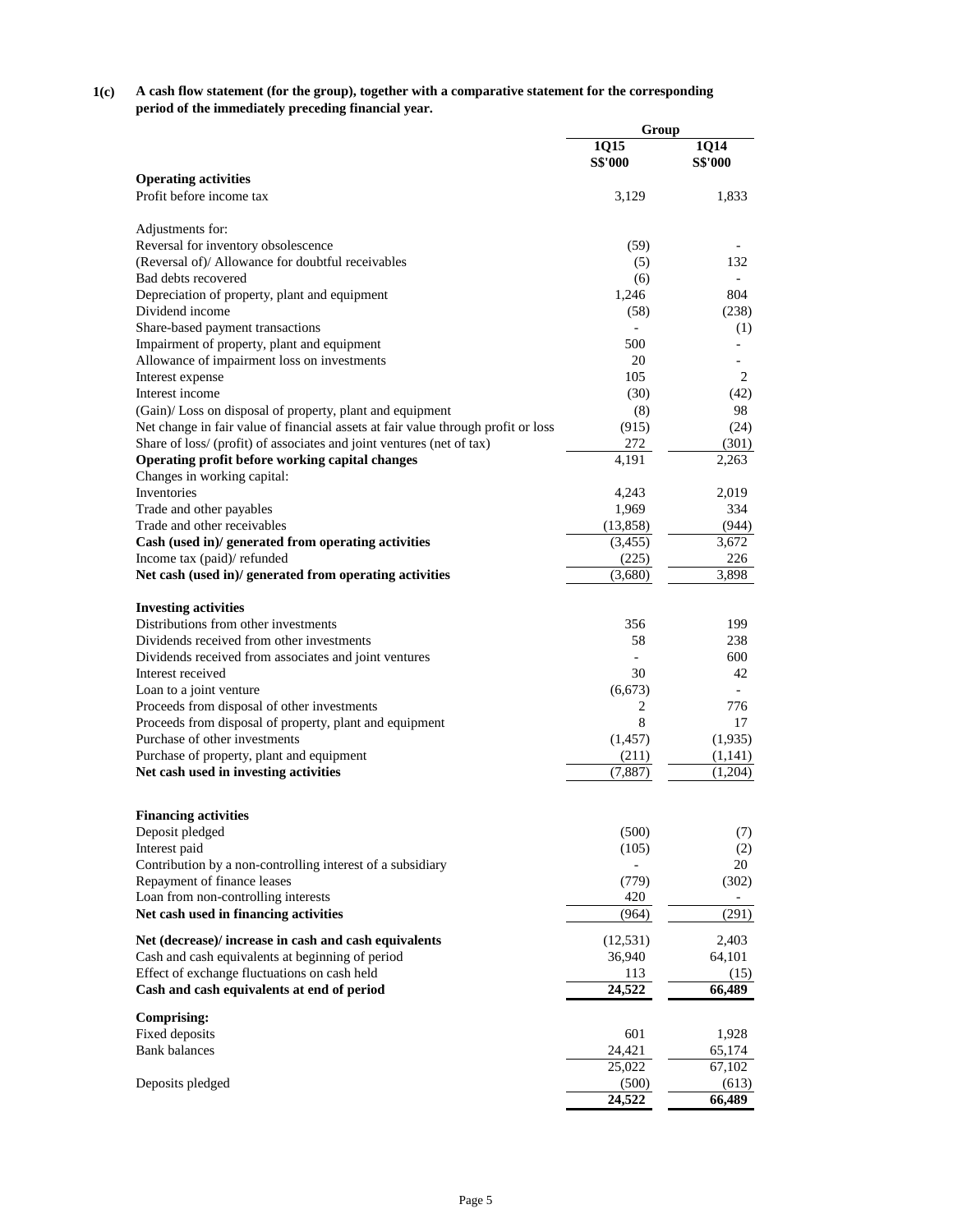**1(c) A cash flow statement (for the group), together with a comparative statement for the corresponding period of the immediately preceding financial year.**

| | Group | |
|---|---|---|
| | **1Q15** | **1Q14** |
| | **S$'000** | **S$'000** |
| **Operating activities** | | |
| Profit before income tax | 3,129 | 1,833 |
| | | |
| Adjustments for: | | |
| Reversal for inventory obsolescence | (59) | - |
| (Reversal of)/ Allowance for doubtful receivables | (5) | 132 |
| Bad debts recovered | (6) | - |
| Depreciation of property, plant and equipment | 1,246 | 804 |
| Dividend income | (58) | (238) |
| Share-based payment transactions | - | (1) |
| Impairment of property, plant and equipment | 500 | - |
| Allowance of impairment loss on investments | 20 | - |
| Interest expense | 105 | 2 |
| Interest income | (30) | (42) |
| (Gain)/ Loss on disposal of property, plant and equipment | (8) | 98 |
| Net change in fair value of financial assets at fair value through profit or loss | (915) | (24) |
| Share of loss/ (profit) of associates and joint ventures (net of tax) | 272 | (301) |
| **Operating profit before working capital changes** | 4,191 | 2,263 |
| Changes in working capital: | | |
| Inventories | 4,243 | 2,019 |
| Trade and other payables | 1,969 | 334 |
| Trade and other receivables | (13,858) | (944) |
| **Cash (used in)/ generated from operating activities** | (3,455) | 3,672 |
| Income tax (paid)/ refunded | (225) | 226 |
| **Net cash (used in)/ generated from operating activities** | (3,680) | 3,898 |
| | | |
| **Investing activities** | | |
| Distributions from other investments | 356 | 199 |
| Dividends received from other investments | 58 | 238 |
| Dividends received from associates and joint ventures | - | 600 |
| Interest received | 30 | 42 |
| Loan to a joint venture | (6,673) | - |
| Proceeds from disposal of other investments | 2 | 776 |
| Proceeds from disposal of property, plant and equipment | 8 | 17 |
| Purchase of other investments | (1,457) | (1,935) |
| Purchase of property, plant and equipment | (211) | (1,141) |
| **Net cash used in investing activities** | (7,887) | (1,204) |
| | | |
| **Financing activities** | | |
| Deposit pledged | (500) | (7) |
| Interest paid | (105) | (2) |
| Contribution by a non-controlling interest of a subsidiary | - | 20 |
| Repayment of finance leases | (779) | (302) |
| Loan from non-controlling interests | 420 | - |
| **Net cash used in financing activities** | (964) | (291) |
| | | |
| **Net (decrease)/ increase in cash and cash equivalents** | (12,531) | 2,403 |
| Cash and cash equivalents at beginning of period | 36,940 | 64,101 |
| Effect of exchange fluctuations on cash held | 113 | (15) |
| **Cash and cash equivalents at end of period** | **24,522** | **66,489** |
| | | |
| **Comprising:** | | |
| Fixed deposits | 601 | 1,928 |
| Bank balances | 24,421 | 65,174 |
| | 25,022 | 67,102 |
| Deposits pledged | (500) | (613) |
| | **24,522** | **66,489** |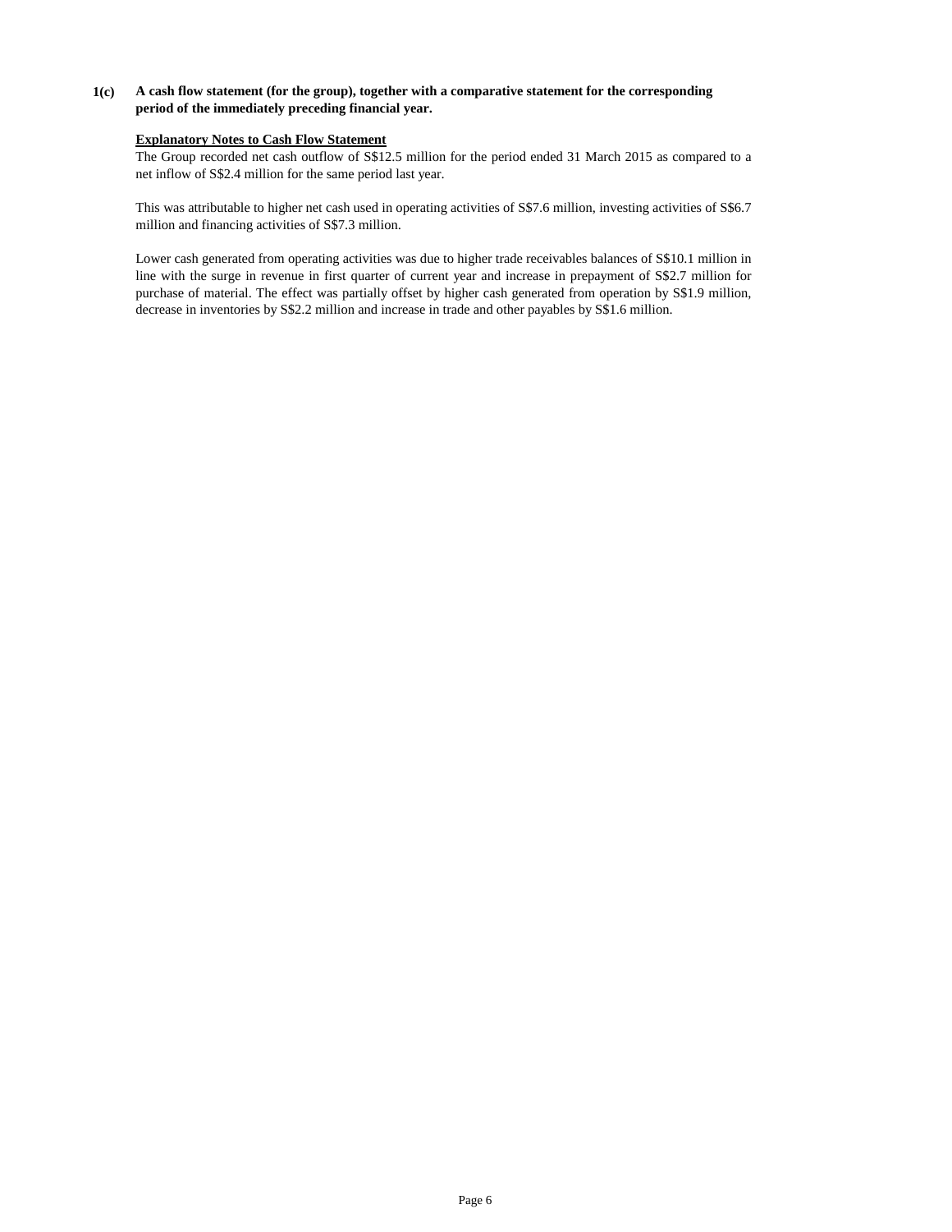**1(c) A cash flow statement (for the group), together with a comparative statement for the corresponding period of the immediately preceding financial year.**

**Explanatory Notes to Cash Flow Statement**

The Group recorded net cash outflow of S$12.5 million for the period ended 31 March 2015 as compared to a net inflow of S$2.4 million for the same period last year.

This was attributable to higher net cash used in operating activities of S$7.6 million, investing activities of S$6.7 million and financing activities of S$7.3 million.

Lower cash generated from operating activities was due to higher trade receivables balances of S$10.1 million in line with the surge in revenue in first quarter of current year and increase in prepayment of S$2.7 million for purchase of material. The effect was partially offset by higher cash generated from operation by S$1.9 million, decrease in inventories by S$2.2 million and increase in trade and other payables by S$1.6 million.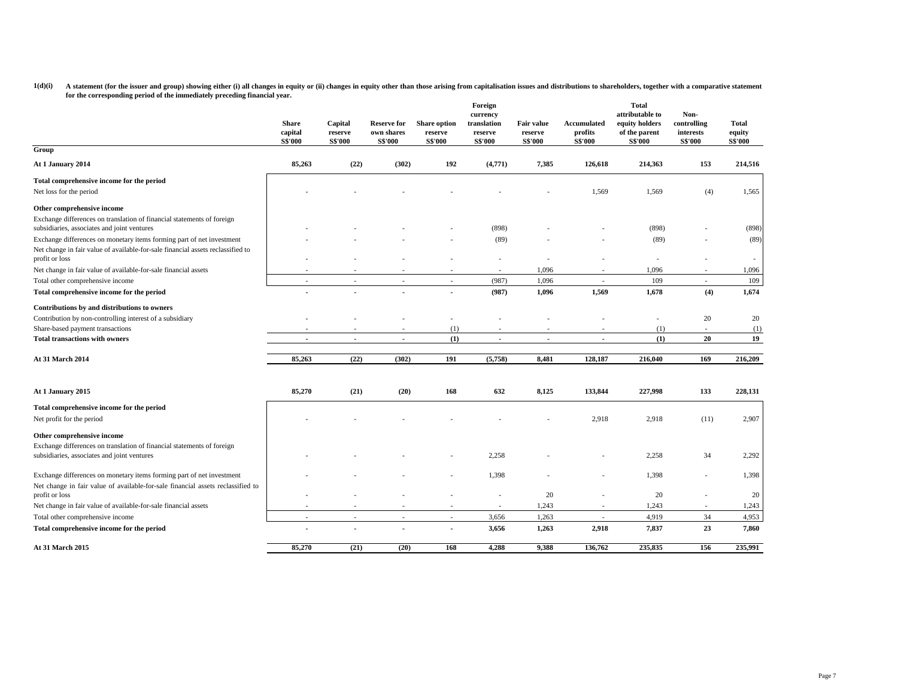**1(d)(i) A statement (for the issuer and group) showing either (i) all changes in equity or (ii) changes in equity other than those arising from capitalisation issues and distributions to shareholders, together with a comparative statement for the corresponding period of the immediately preceding financial year.**

| | Share capital S$'000 | Capital reserve S$'000 | Reserve for own shares S$'000 | Share option reserve S$'000 | Foreign currency translation reserve S$'000 | Fair value reserve S$'000 | Accumulated profits S$'000 | Total attributable to equity holders of the parent S$'000 | Non-controlling interests S$'000 | Total equity S$'000 |
|---|---|---|---|---|---|---|---|---|---|---|
| **Group** | | | | | | | | | | |
| **At 1 January 2014** | **85,263** | **(22)** | **(302)** | **192** | **(4,771)** | **7,385** | **126,618** | **214,363** | **153** | **214,516** |
| **Total comprehensive income for the period** | | | | | | | | | | |
| Net loss for the period | - | - | - | - | - | - | 1,569 | 1,569 | (4) | 1,565 |
| **Other comprehensive income** | | | | | | | | | | |
| Exchange differences on translation of financial statements of foreign subsidiaries, associates and joint ventures | - | - | - | - | (898) | - | - | (898) | - | (898) |
| Exchange differences on monetary items forming part of net investment | - | - | - | - | (89) | - | - | (89) | - | (89) |
| Net change in fair value of available-for-sale financial assets reclassified to profit or loss | - | - | - | - | - | - | - | - | - | - |
| Net change in fair value of available-for-sale financial assets | - | - | - | - | - | 1,096 | - | 1,096 | - | 1,096 |
| Total other comprehensive income | - | - | - | - | (987) | 1,096 | - | 109 | - | 109 |
| **Total comprehensive income for the period** | **-** | **-** | **-** | **-** | **(987)** | **1,096** | **1,569** | **1,678** | **(4)** | **1,674** |
| **Contributions by and distributions to owners** | | | | | | | | | | |
| Contribution by non-controlling interest of a subsidiary | - | - | - | - | - | - | - | - | 20 | 20 |
| Share-based payment transactions | - | - | - | (1) | - | - | - | (1) | - | (1) |
| **Total transactions with owners** | **-** | **-** | **-** | **(1)** | **-** | **-** | **-** | **(1)** | **20** | **19** |
| **At 31 March 2014** | **85,263** | **(22)** | **(302)** | **191** | **(5,758)** | **8,481** | **128,187** | **216,040** | **169** | **216,209** |
| | | | | | | | | | | |
| **At 1 January 2015** | **85,270** | **(21)** | **(20)** | **168** | **632** | **8,125** | **133,844** | **227,998** | **133** | **228,131** |
| **Total comprehensive income for the period** | | | | | | | | | | |
| Net profit for the period | - | - | - | - | - | - | 2,918 | 2,918 | (11) | 2,907 |
| **Other comprehensive income** | | | | | | | | | | |
| Exchange differences on translation of financial statements of foreign subsidiaries, associates and joint ventures | - | - | - | - | 2,258 | - | - | 2,258 | 34 | 2,292 |
| Exchange differences on monetary items forming part of net investment | - | - | - | - | 1,398 | - | - | 1,398 | - | 1,398 |
| Net change in fair value of available-for-sale financial assets reclassified to profit or loss | - | - | - | - | - | 20 | - | 20 | - | 20 |
| Net change in fair value of available-for-sale financial assets | - | - | - | - | - | 1,243 | - | 1,243 | - | 1,243 |
| Total other comprehensive income | - | - | - | - | 3,656 | 1,263 | - | 4,919 | 34 | 4,953 |
| **Total comprehensive income for the period** | **-** | **-** | **-** | **-** | **3,656** | **1,263** | **2,918** | **7,837** | **23** | **7,860** |
| **At 31 March 2015** | **85,270** | **(21)** | **(20)** | **168** | **4,288** | **9,388** | **136,762** | **235,835** | **156** | **235,991** |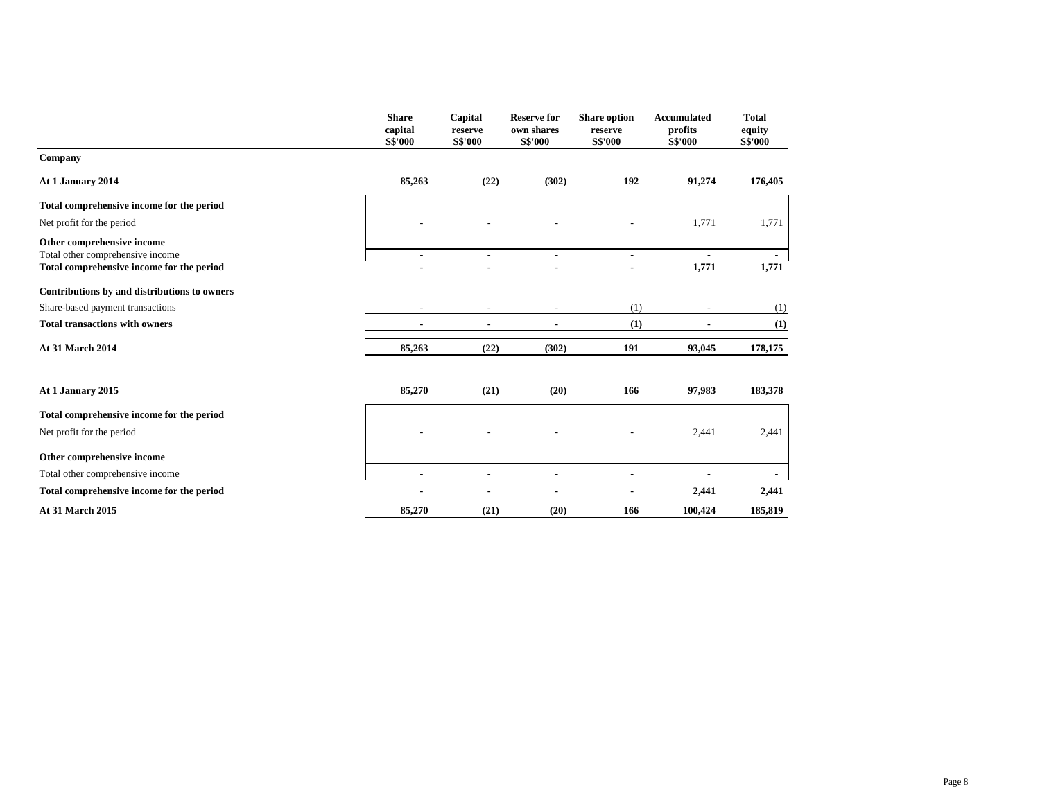| | Share capital S$'000 | Capital reserve S$'000 | Reserve for own shares S$'000 | Share option reserve S$'000 | Accumulated profits S$'000 | Total equity S$'000 |
|---|---|---|---|---|---|---|
| **Company** | | | | | | |
| **At 1 January 2014** | **85,263** | **(22)** | **(302)** | **192** | **91,274** | **176,405** |
| **Total comprehensive income for the period** | | | | | | |
| Net profit for the period | - | - | - | - | 1,771 | 1,771 |
| **Other comprehensive income** | | | | | | |
| Total other comprehensive income | - | - | - | - | - | - |
| **Total comprehensive income for the period** | **-** | **-** | **-** | **-** | **1,771** | **1,771** |
| **Contributions by and distributions to owners** | | | | | | |
| Share-based payment transactions | - | - | - | (1) | - | (1) |
| **Total transactions with owners** | **-** | **-** | **-** | **(1)** | **-** | **(1)** |
| **At 31 March 2014** | **85,263** | **(22)** | **(302)** | **191** | **93,045** | **178,175** |
| | | | | | | |
| **At 1 January 2015** | **85,270** | **(21)** | **(20)** | **166** | **97,983** | **183,378** |
| **Total comprehensive income for the period** | | | | | | |
| Net profit for the period | - | - | - | - | 2,441 | 2,441 |
| **Other comprehensive income** | | | | | | |
| Total other comprehensive income | - | - | - | - | - | - |
| **Total comprehensive income for the period** | **-** | **-** | **-** | **-** | **2,441** | **2,441** |
| **At 31 March 2015** | **85,270** | **(21)** | **(20)** | **166** | **100,424** | **185,819** |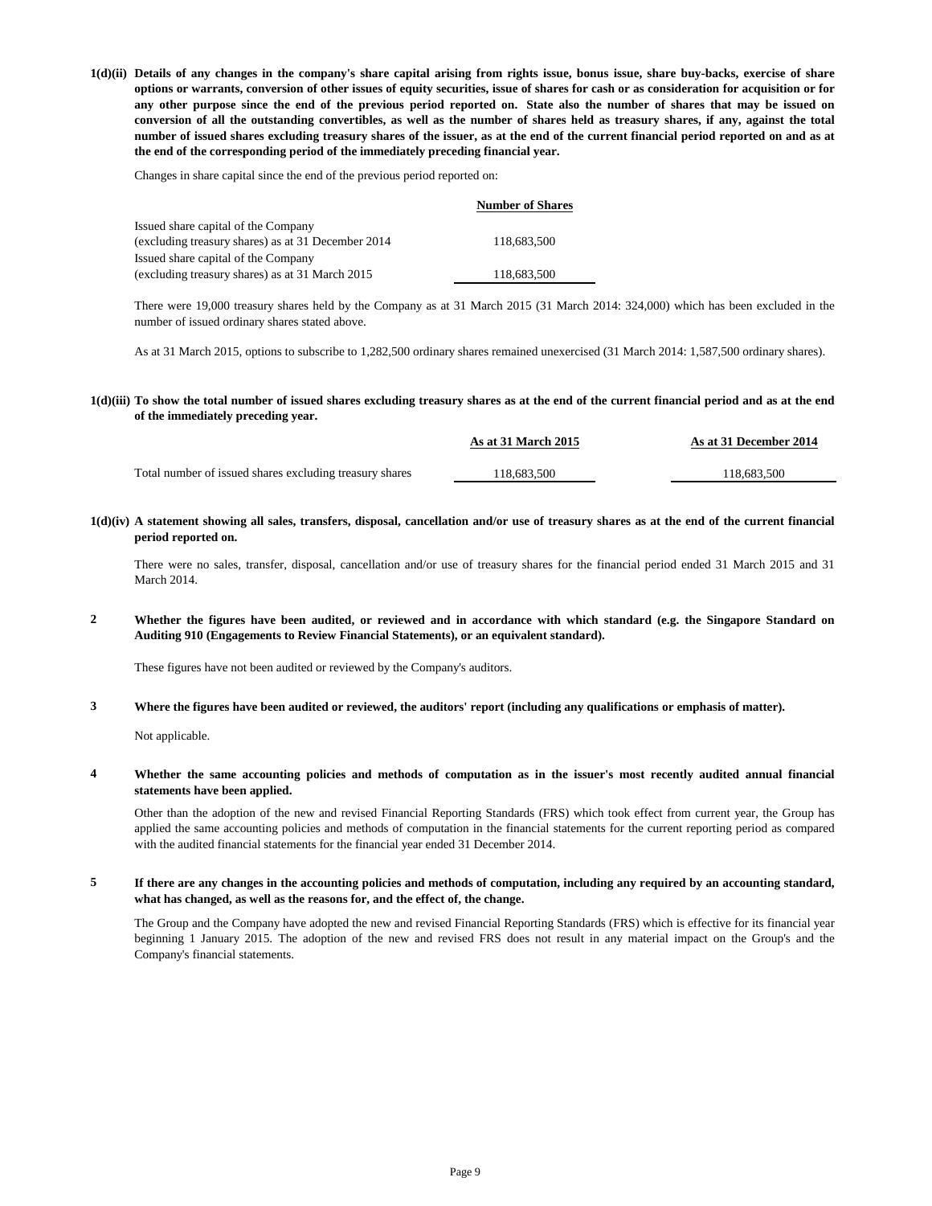**1(d)(ii) Details of any changes in the company's share capital arising from rights issue, bonus issue, share buy-backs, exercise of share options or warrants, conversion of other issues of equity securities, issue of shares for cash or as consideration for acquisition or for any other purpose since the end of the previous period reported on. State also the number of shares that may be issued on conversion of all the outstanding convertibles, as well as the number of shares held as treasury shares, if any, against the total number of issued shares excluding treasury shares of the issuer, as at the end of the current financial period reported on and as at the end of the corresponding period of the immediately preceding financial year.**

Changes in share capital since the end of the previous period reported on:

| | Number of Shares |
|---|---|
| Issued share capital of the Company (excluding treasury shares) as at 31 December 2014 | 118,683,500 |
| Issued share capital of the Company (excluding treasury shares) as at 31 March 2015 | 118,683,500 |

There were 19,000 treasury shares held by the Company as at 31 March 2015 (31 March 2014: 324,000) which has been excluded in the number of issued ordinary shares stated above.

As at 31 March 2015, options to subscribe to 1,282,500 ordinary shares remained unexercised (31 March 2014: 1,587,500 ordinary shares).

**1(d)(iii) To show the total number of issued shares excluding treasury shares as at the end of the current financial period and as at the end of the immediately preceding year.**

| | As at 31 March 2015 | As at 31 December 2014 |
|---|---|---|
| Total number of issued shares excluding treasury shares | 118,683,500 | 118,683,500 |

**1(d)(iv) A statement showing all sales, transfers, disposal, cancellation and/or use of treasury shares as at the end of the current financial period reported on.**

There were no sales, transfer, disposal, cancellation and/or use of treasury shares for the financial period ended 31 March 2015 and 31 March 2014.

**2 Whether the figures have been audited, or reviewed and in accordance with which standard (e.g. the Singapore Standard on Auditing 910 (Engagements to Review Financial Statements), or an equivalent standard).**

These figures have not been audited or reviewed by the Company's auditors.

**3 Where the figures have been audited or reviewed, the auditors' report (including any qualifications or emphasis of matter).**

Not applicable.

**4 Whether the same accounting policies and methods of computation as in the issuer's most recently audited annual financial statements have been applied.**

Other than the adoption of the new and revised Financial Reporting Standards (FRS) which took effect from current year, the Group has applied the same accounting policies and methods of computation in the financial statements for the current reporting period as compared with the audited financial statements for the financial year ended 31 December 2014.

**5 If there are any changes in the accounting policies and methods of computation, including any required by an accounting standard, what has changed, as well as the reasons for, and the effect of, the change.**

The Group and the Company have adopted the new and revised Financial Reporting Standards (FRS) which is effective for its financial year beginning 1 January 2015. The adoption of the new and revised FRS does not result in any material impact on the Group's and the Company's financial statements.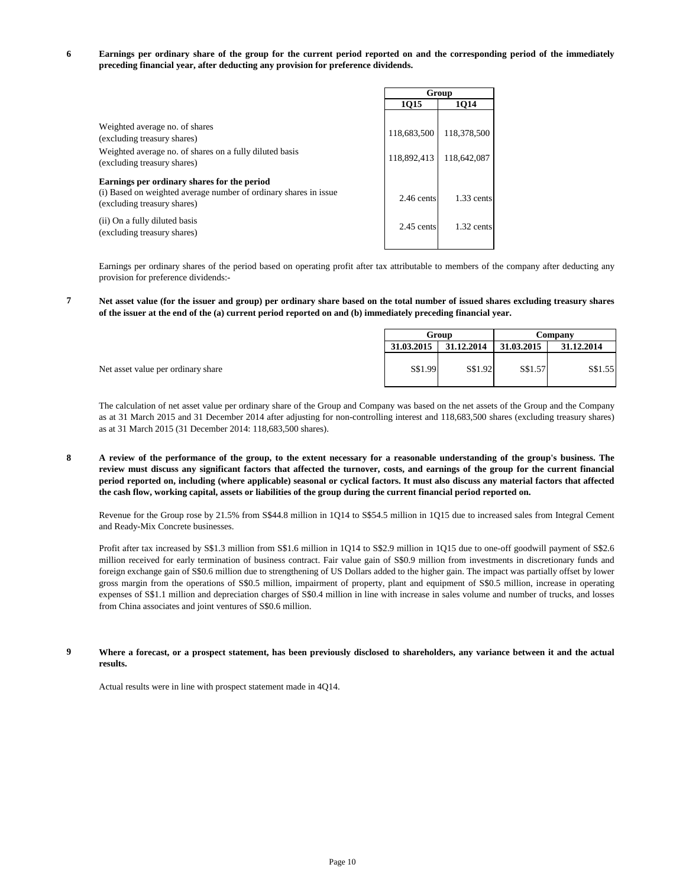**6 Earnings per ordinary share of the group for the current period reported on and the corresponding period of the immediately preceding financial year, after deducting any provision for preference dividends.**

| | Group | |
|---|---|---|
| | 1Q15 | 1Q14 |
| Weighted average no. of shares (excluding treasury shares) | 118,683,500 | 118,378,500 |
| Weighted average no. of shares on a fully diluted basis (excluding treasury shares) | 118,892,413 | 118,642,087 |
| **Earnings per ordinary shares for the period** | | |
| (i) Based on weighted average number of ordinary shares in issue (excluding treasury shares) | 2.46 cents | 1.33 cents |
| (ii) On a fully diluted basis (excluding treasury shares) | 2.45 cents | 1.32 cents |

Earnings per ordinary shares of the period based on operating profit after tax attributable to members of the company after deducting any provision for preference dividends:-

**7 Net asset value (for the issuer and group) per ordinary share based on the total number of issued shares excluding treasury shares of the issuer at the end of the (a) current period reported on and (b) immediately preceding financial year.**

| | Group | | Company | |
|---|---|---|---|---|
| | 31.03.2015 | 31.12.2014 | 31.03.2015 | 31.12.2014 |
| Net asset value per ordinary share | S$1.99 | S$1.92 | S$1.57 | S$1.55 |

The calculation of net asset value per ordinary share of the Group and Company was based on the net assets of the Group and the Company as at 31 March 2015 and 31 December 2014 after adjusting for non-controlling interest and 118,683,500 shares (excluding treasury shares) as at 31 March 2015 (31 December 2014: 118,683,500 shares).

**8 A review of the performance of the group, to the extent necessary for a reasonable understanding of the group's business. The review must discuss any significant factors that affected the turnover, costs, and earnings of the group for the current financial period reported on, including (where applicable) seasonal or cyclical factors. It must also discuss any material factors that affected the cash flow, working capital, assets or liabilities of the group during the current financial period reported on.**

Revenue for the Group rose by 21.5% from S$44.8 million in 1Q14 to S$54.5 million in 1Q15 due to increased sales from Integral Cement and Ready-Mix Concrete businesses.

Profit after tax increased by S$1.3 million from S$1.6 million in 1Q14 to S$2.9 million in 1Q15 due to one-off goodwill payment of S$2.6 million received for early termination of business contract. Fair value gain of S$0.9 million from investments in discretionary funds and foreign exchange gain of S$0.6 million due to strengthening of US Dollars added to the higher gain. The impact was partially offset by lower gross margin from the operations of S$0.5 million, impairment of property, plant and equipment of S$0.5 million, increase in operating expenses of S$1.1 million and depreciation charges of S$0.4 million in line with increase in sales volume and number of trucks, and losses from China associates and joint ventures of S$0.6 million.

**9 Where a forecast, or a prospect statement, has been previously disclosed to shareholders, any variance between it and the actual results.**

Actual results were in line with prospect statement made in 4Q14.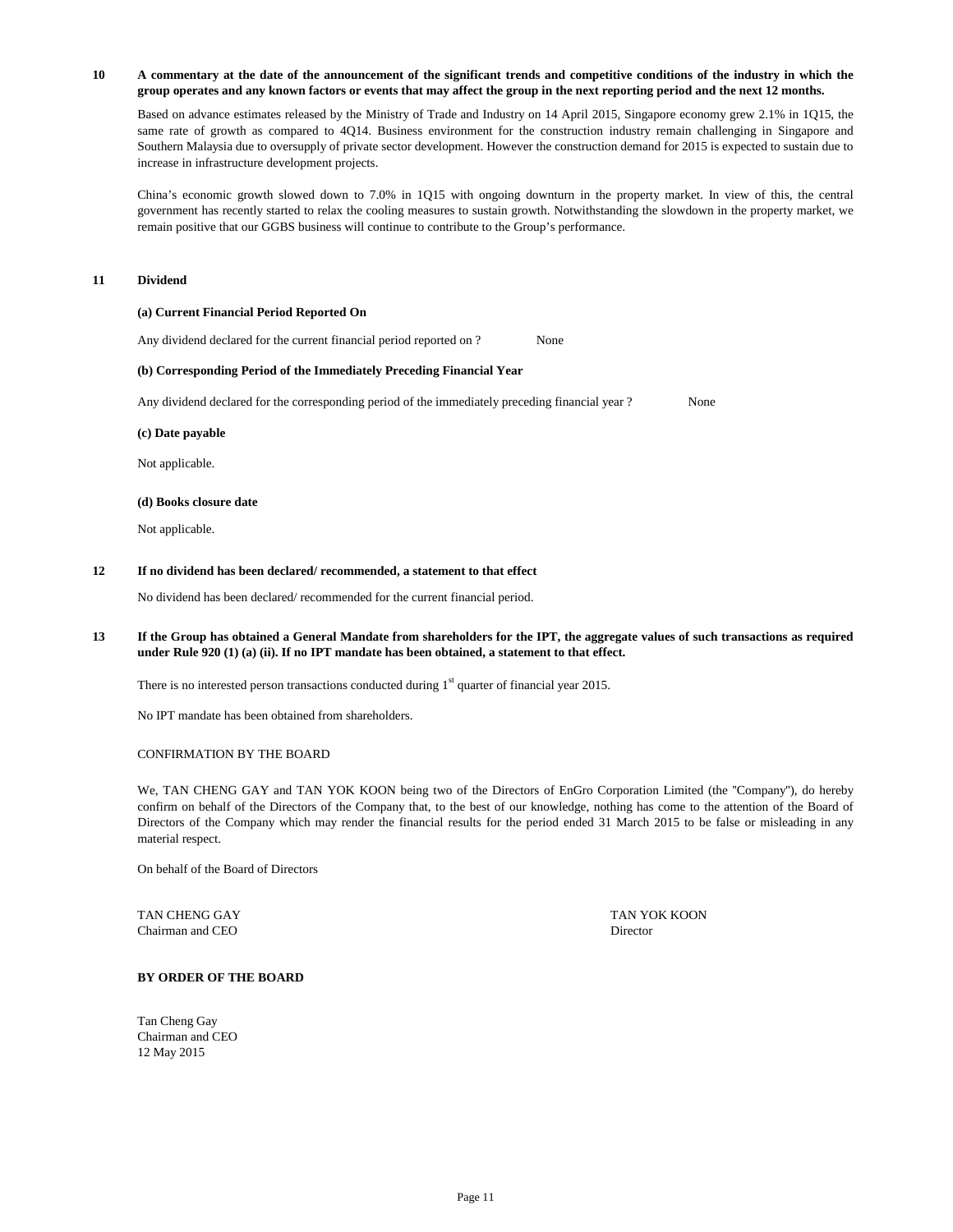**10 A commentary at the date of the announcement of the significant trends and competitive conditions of the industry in which the group operates and any known factors or events that may affect the group in the next reporting period and the next 12 months.**

Based on advance estimates released by the Ministry of Trade and Industry on 14 April 2015, Singapore economy grew 2.1% in 1Q15, the same rate of growth as compared to 4Q14. Business environment for the construction industry remain challenging in Singapore and Southern Malaysia due to oversupply of private sector development. However the construction demand for 2015 is expected to sustain due to increase in infrastructure development projects.

China's economic growth slowed down to 7.0% in 1Q15 with ongoing downturn in the property market. In view of this, the central government has recently started to relax the cooling measures to sustain growth. Notwithstanding the slowdown in the property market, we remain positive that our GGBS business will continue to contribute to the Group's performance.

**11 Dividend**

**(a) Current Financial Period Reported On**

Any dividend declared for the current financial period reported on ? None

**(b) Corresponding Period of the Immediately Preceding Financial Year**

Any dividend declared for the corresponding period of the immediately preceding financial year ? None

**(c) Date payable**

Not applicable.

**(d) Books closure date**

Not applicable.

**12 If no dividend has been declared/ recommended, a statement to that effect**

No dividend has been declared/ recommended for the current financial period.

**13 If the Group has obtained a General Mandate from shareholders for the IPT, the aggregate values of such transactions as required under Rule 920 (1) (a) (ii). If no IPT mandate has been obtained, a statement to that effect.**

There is no interested person transactions conducted during 1st quarter of financial year 2015.

No IPT mandate has been obtained from shareholders.

CONFIRMATION BY THE BOARD

We, TAN CHENG GAY and TAN YOK KOON being two of the Directors of EnGro Corporation Limited (the "Company"), do hereby confirm on behalf of the Directors of the Company that, to the best of our knowledge, nothing has come to the attention of the Board of Directors of the Company which may render the financial results for the period ended 31 March 2015 to be false or misleading in any material respect.

On behalf of the Board of Directors

TAN CHENG GAY
Chairman and CEO

TAN YOK KOON
Director

**BY ORDER OF THE BOARD**

Tan Cheng Gay
Chairman and CEO
12 May 2015